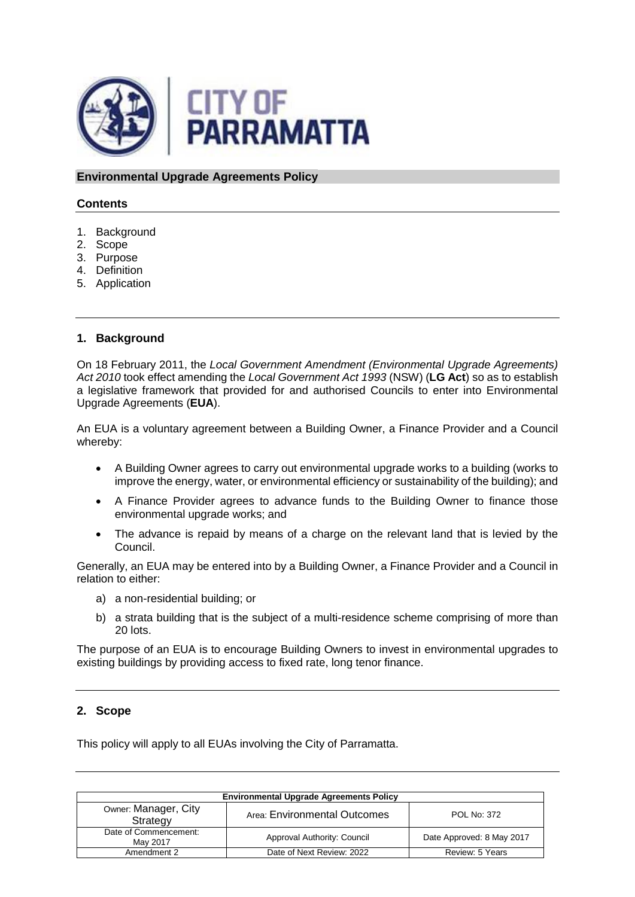CITY OF PARRAMATTA

## Environmental Upgrade Agreements Policy

### Contents

1. Background
2. Scope
3. Purpose
4. Definition
5. Application

### 1. Background

On 18 February 2011, the *Local Government Amendment (Environmental Upgrade Agreements) Act 2010* took effect amending the *Local Government Act 1993* (NSW) (**LG Act**) so as to establish a legislative framework that provided for and authorised Councils to enter into Environmental Upgrade Agreements (**EUA**).

An EUA is a voluntary agreement between a Building Owner, a Finance Provider and a Council whereby:

- A Building Owner agrees to carry out environmental upgrade works to a building (works to improve the energy, water, or environmental efficiency or sustainability of the building); and
- A Finance Provider agrees to advance funds to the Building Owner to finance those environmental upgrade works; and
- The advance is repaid by means of a charge on the relevant land that is levied by the Council.

Generally, an EUA may be entered into by a Building Owner, a Finance Provider and a Council in relation to either:

a) a non-residential building; or
b) a strata building that is the subject of a multi-residence scheme comprising of more than 20 lots.

The purpose of an EUA is to encourage Building Owners to invest in environmental upgrades to existing buildings by providing access to fixed rate, long tenor finance.

### 2. Scope

This policy will apply to all EUAs involving the City of Parramatta.

| Environmental Upgrade Agreements Policy | | |
|---|---|---|
| Owner: Manager, City Strategy | Area: Environmental Outcomes | POL No: 372 |
| Date of Commencement: May 2017 | Approval Authority: Council | Date Approved: 8 May 2017 |
| Amendment 2 | Date of Next Review: 2022 | Review: 5 Years |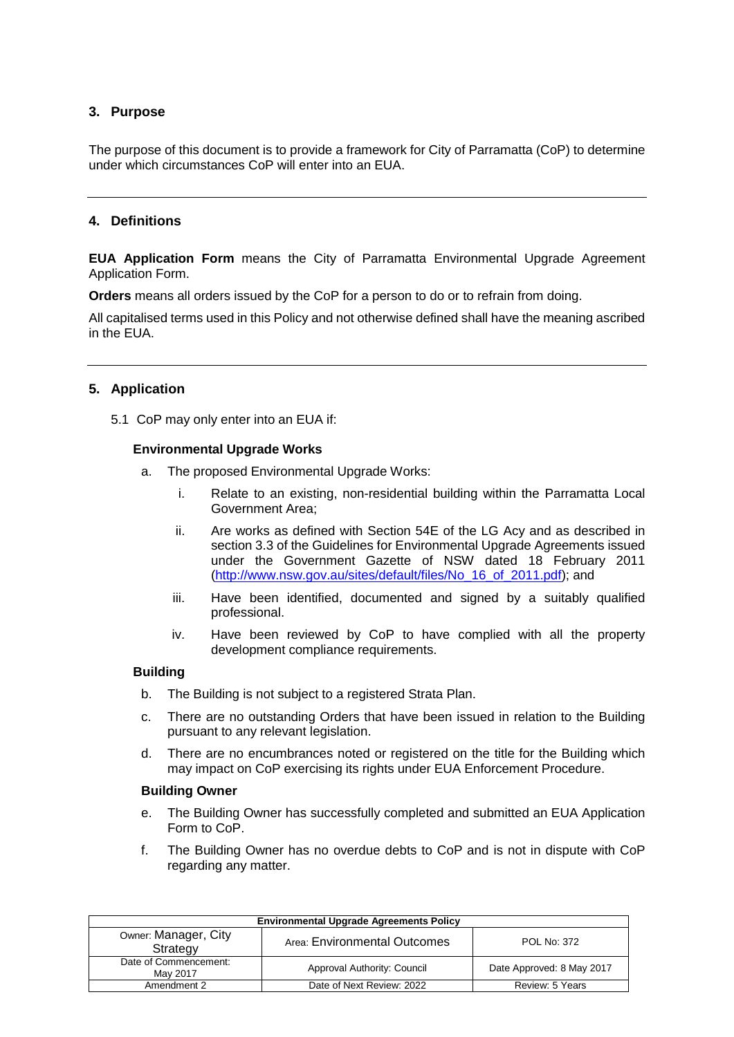## 3. Purpose

The purpose of this document is to provide a framework for City of Parramatta (CoP) to determine under which circumstances CoP will enter into an EUA.

## 4. Definitions

**EUA Application Form** means the City of Parramatta Environmental Upgrade Agreement Application Form.

**Orders** means all orders issued by the CoP for a person to do or to refrain from doing.

All capitalised terms used in this Policy and not otherwise defined shall have the meaning ascribed in the EUA.

## 5. Application

5.1 CoP may only enter into an EUA if:

**Environmental Upgrade Works**

a. The proposed Environmental Upgrade Works:

   i. Relate to an existing, non-residential building within the Parramatta Local Government Area;

   ii. Are works as defined with Section 54E of the LG Acy and as described in section 3.3 of the Guidelines for Environmental Upgrade Agreements issued under the Government Gazette of NSW dated 18 February 2011 (http://www.nsw.gov.au/sites/default/files/No_16_of_2011.pdf); and

   iii. Have been identified, documented and signed by a suitably qualified professional.

   iv. Have been reviewed by CoP to have complied with all the property development compliance requirements.

**Building**

b. The Building is not subject to a registered Strata Plan.

c. There are no outstanding Orders that have been issued in relation to the Building pursuant to any relevant legislation.

d. There are no encumbrances noted or registered on the title for the Building which may impact on CoP exercising its rights under EUA Enforcement Procedure.

**Building Owner**

e. The Building Owner has successfully completed and submitted an EUA Application Form to CoP.

f. The Building Owner has no overdue debts to CoP and is not in dispute with CoP regarding any matter.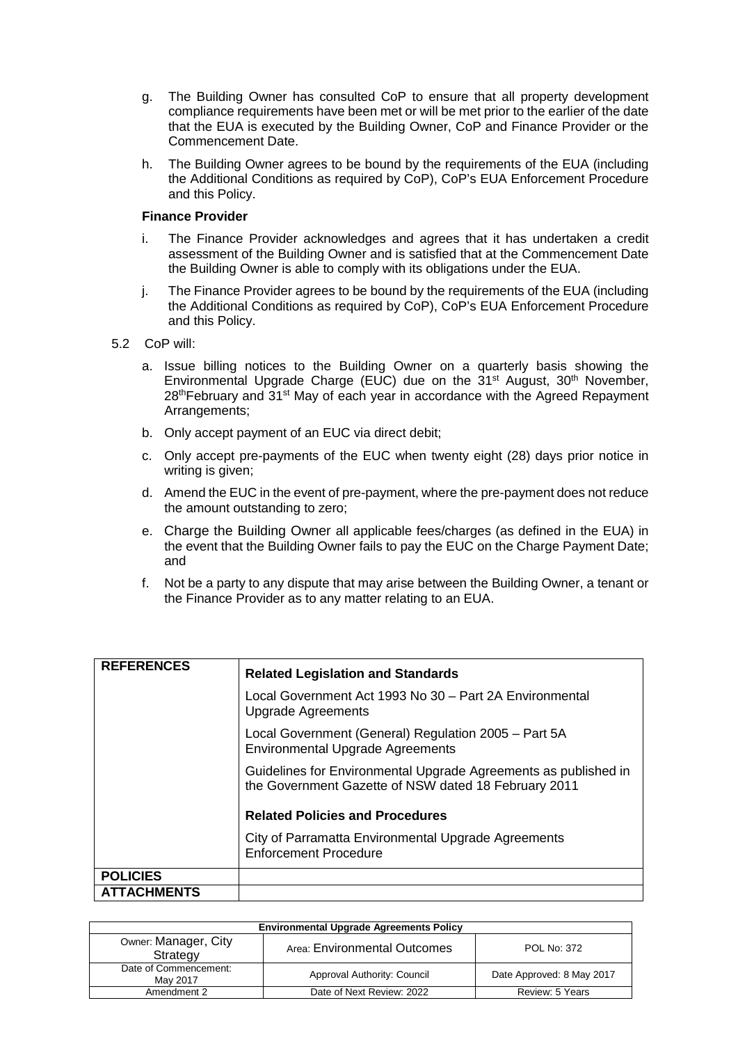g. The Building Owner has consulted CoP to ensure that all property development compliance requirements have been met or will be met prior to the earlier of the date that the EUA is executed by the Building Owner, CoP and Finance Provider or the Commencement Date.

h. The Building Owner agrees to be bound by the requirements of the EUA (including the Additional Conditions as required by CoP), CoP's EUA Enforcement Procedure and this Policy.

**Finance Provider**

i. The Finance Provider acknowledges and agrees that it has undertaken a credit assessment of the Building Owner and is satisfied that at the Commencement Date the Building Owner is able to comply with its obligations under the EUA.

j. The Finance Provider agrees to be bound by the requirements of the EUA (including the Additional Conditions as required by CoP), CoP's EUA Enforcement Procedure and this Policy.

5.2 CoP will:

a. Issue billing notices to the Building Owner on a quarterly basis showing the Environmental Upgrade Charge (EUC) due on the 31st August, 30th November, 28th February and 31st May of each year in accordance with the Agreed Repayment Arrangements;

b. Only accept payment of an EUC via direct debit;

c. Only accept pre-payments of the EUC when twenty eight (28) days prior notice in writing is given;

d. Amend the EUC in the event of pre-payment, where the pre-payment does not reduce the amount outstanding to zero;

e. Charge the Building Owner all applicable fees/charges (as defined in the EUA) in the event that the Building Owner fails to pay the EUC on the Charge Payment Date; and

f. Not be a party to any dispute that may arise between the Building Owner, a tenant or the Finance Provider as to any matter relating to an EUA.

| **REFERENCES** | **Related Legislation and Standards**<br><br>Local Government Act 1993 No 30 – Part 2A Environmental Upgrade Agreements<br><br>Local Government (General) Regulation 2005 – Part 5A Environmental Upgrade Agreements<br><br>Guidelines for Environmental Upgrade Agreements as published in the Government Gazette of NSW dated 18 February 2011<br><br>**Related Policies and Procedures**<br><br>City of Parramatta Environmental Upgrade Agreements Enforcement Procedure |
|---|---|
| **POLICIES** | |
| **ATTACHMENTS** | |

| Environmental Upgrade Agreements Policy | | |
|---|---|---|
| Owner: Manager, City Strategy | Area: Environmental Outcomes | POL No: 372 |
| Date of Commencement: May 2017 | Approval Authority: Council | Date Approved: 8 May 2017 |
| Amendment 2 | Date of Next Review: 2022 | Review: 5 Years |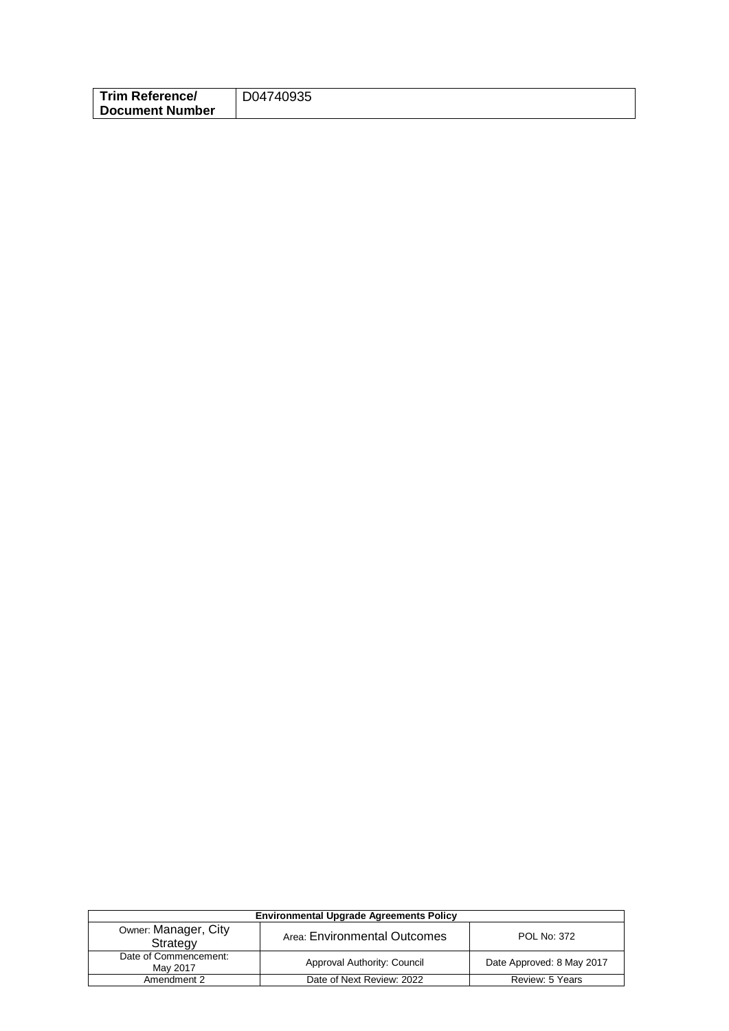| | |
|---|---|
| **Trim Reference/ Document Number** | D04740935 |